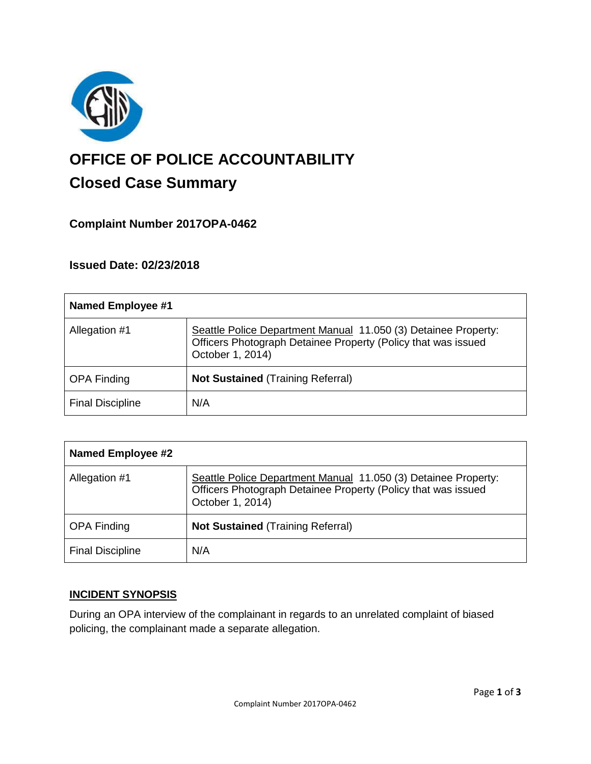# OFFICE OF POLICE ACCOUNTABILITY

## Closed Case Summary

### Complaint Number 2017OPA-0462

### Issued Date: 02/23/2018

| **Named Employee #1** | |
|---|---|
| Allegation #1 | Seattle Police Department Manual 11.050 (3) Detainee Property: Officers Photograph Detainee Property (Policy that was issued October 1, 2014) |
| OPA Finding | **Not Sustained** (Training Referral) |
| Final Discipline | N/A |

| **Named Employee #2** | |
|---|---|
| Allegation #1 | Seattle Police Department Manual 11.050 (3) Detainee Property: Officers Photograph Detainee Property (Policy that was issued October 1, 2014) |
| OPA Finding | **Not Sustained** (Training Referral) |
| Final Discipline | N/A |

### INCIDENT SYNOPSIS

During an OPA interview of the complainant in regards to an unrelated complaint of biased policing, the complainant made a separate allegation.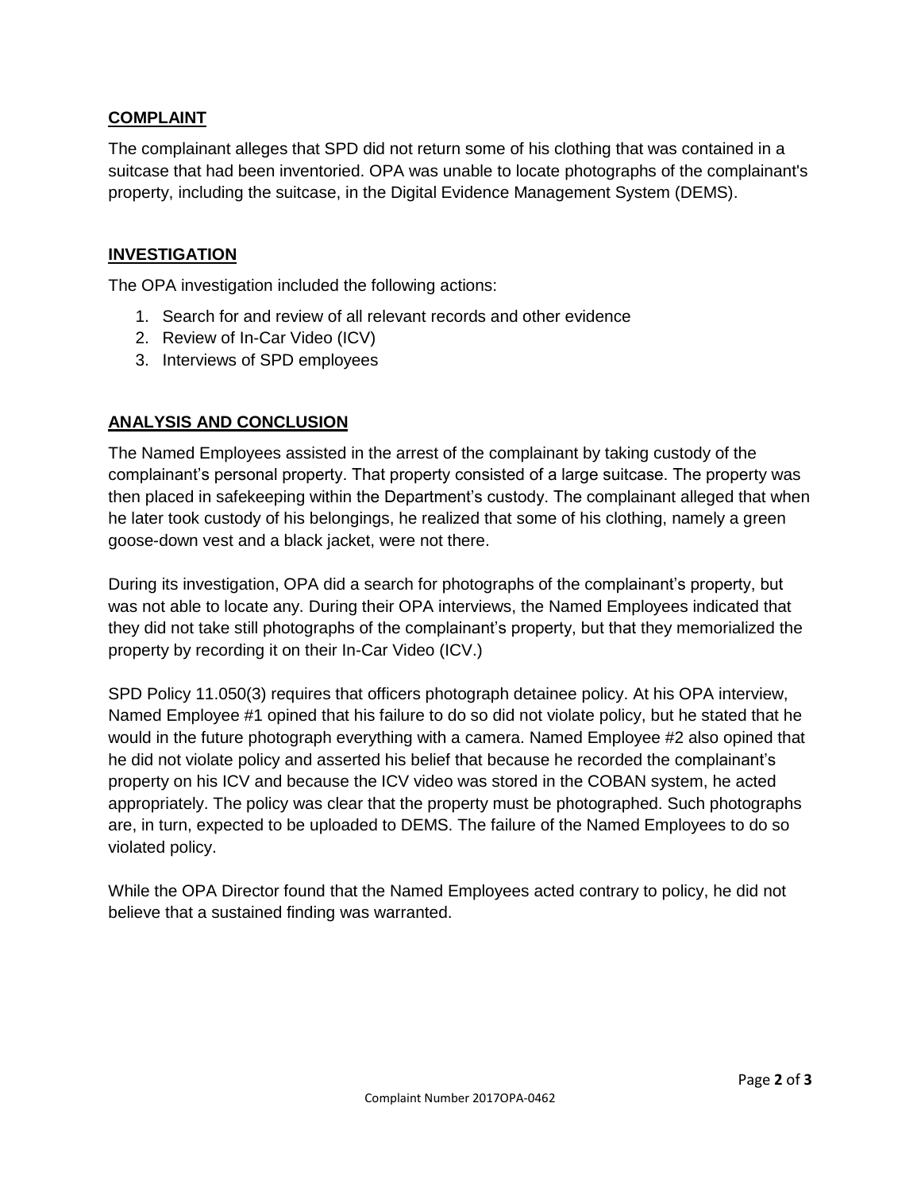## COMPLAINT

The complainant alleges that SPD did not return some of his clothing that was contained in a suitcase that had been inventoried. OPA was unable to locate photographs of the complainant's property, including the suitcase, in the Digital Evidence Management System (DEMS).

## INVESTIGATION

The OPA investigation included the following actions:

1. Search for and review of all relevant records and other evidence
2. Review of In-Car Video (ICV)
3. Interviews of SPD employees

## ANALYSIS AND CONCLUSION

The Named Employees assisted in the arrest of the complainant by taking custody of the complainant's personal property. That property consisted of a large suitcase. The property was then placed in safekeeping within the Department's custody. The complainant alleged that when he later took custody of his belongings, he realized that some of his clothing, namely a green goose-down vest and a black jacket, were not there.

During its investigation, OPA did a search for photographs of the complainant's property, but was not able to locate any. During their OPA interviews, the Named Employees indicated that they did not take still photographs of the complainant's property, but that they memorialized the property by recording it on their In-Car Video (ICV.)

SPD Policy 11.050(3) requires that officers photograph detainee policy. At his OPA interview, Named Employee #1 opined that his failure to do so did not violate policy, but he stated that he would in the future photograph everything with a camera. Named Employee #2 also opined that he did not violate policy and asserted his belief that because he recorded the complainant's property on his ICV and because the ICV video was stored in the COBAN system, he acted appropriately. The policy was clear that the property must be photographed. Such photographs are, in turn, expected to be uploaded to DEMS. The failure of the Named Employees to do so violated policy.

While the OPA Director found that the Named Employees acted contrary to policy, he did not believe that a sustained finding was warranted.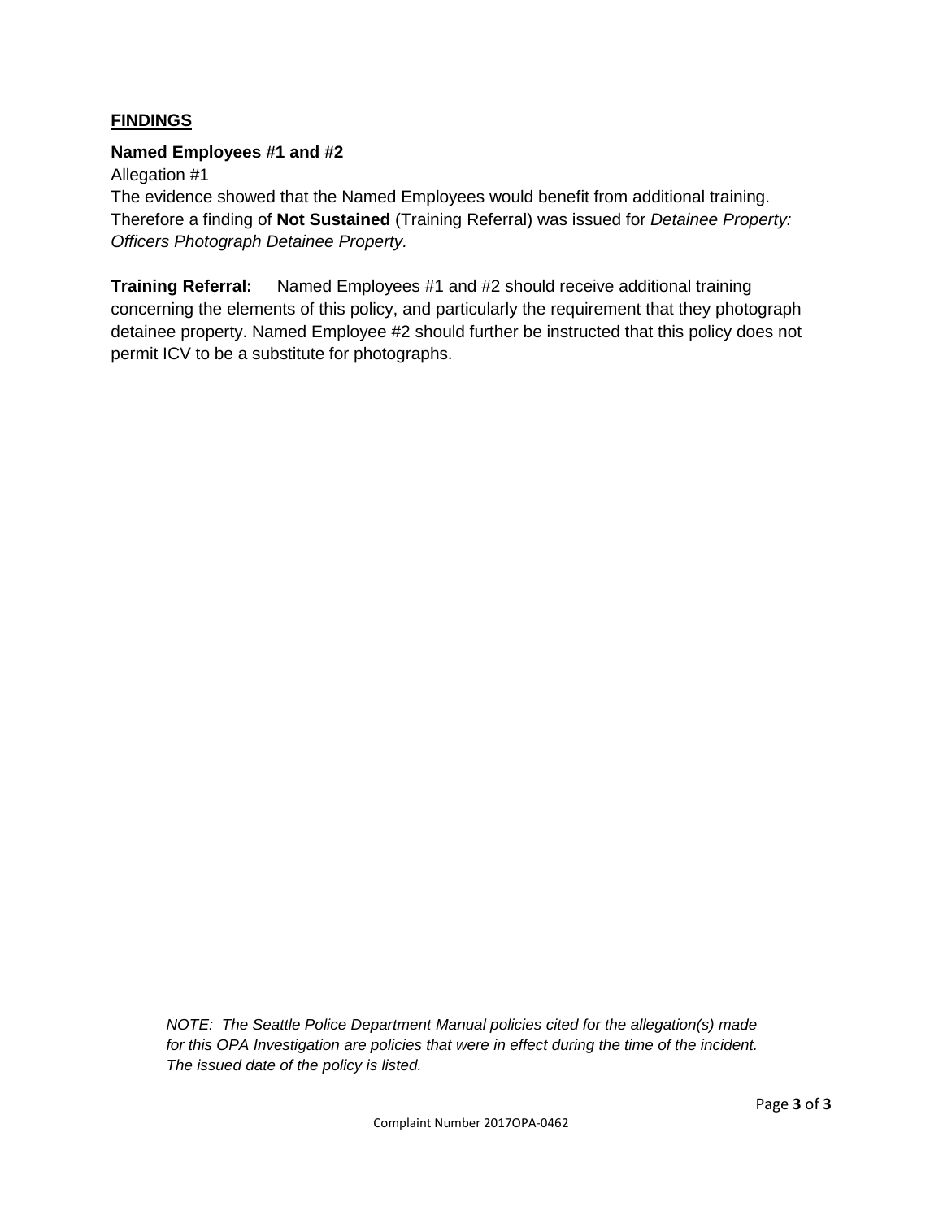## FINDINGS

**Named Employees #1 and #2**

Allegation #1

The evidence showed that the Named Employees would benefit from additional training. Therefore a finding of **Not Sustained** (Training Referral) was issued for *Detainee Property: Officers Photograph Detainee Property.*

**Training Referral:** Named Employees #1 and #2 should receive additional training concerning the elements of this policy, and particularly the requirement that they photograph detainee property. Named Employee #2 should further be instructed that this policy does not permit ICV to be a substitute for photographs.

*NOTE: The Seattle Police Department Manual policies cited for the allegation(s) made for this OPA Investigation are policies that were in effect during the time of the incident. The issued date of the policy is listed.*

Complaint Number 2017OPA-0462